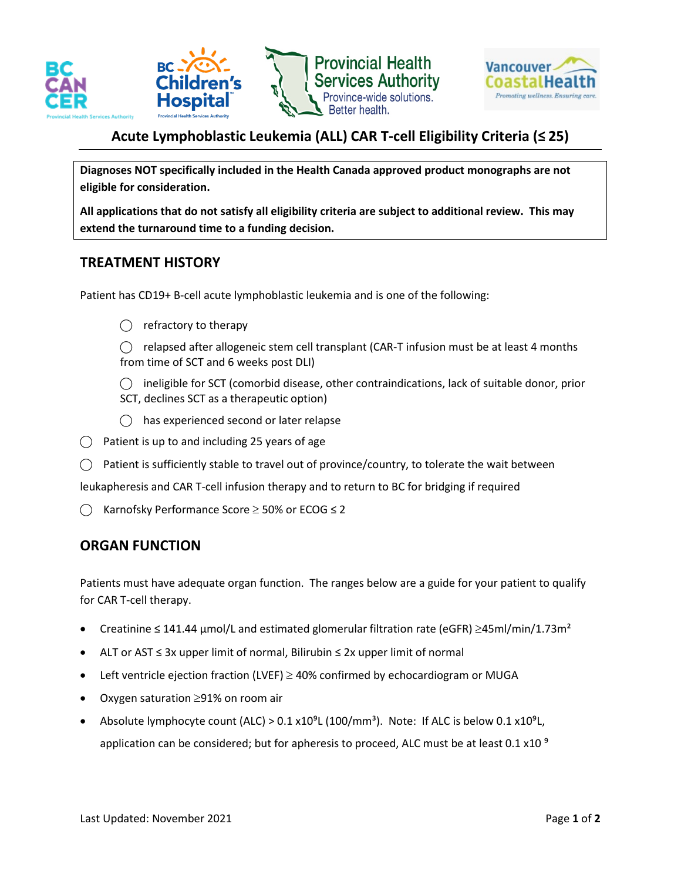# Acute Lymphoblastic Leukemia (ALL) CAR T-cell Eligibility Criteria (≤ 25)

**Diagnoses NOT specifically included in the Health Canada approved product monographs are not eligible for consideration.**

**All applications that do not satisfy all eligibility criteria are subject to additional review. This may extend the turnaround time to a funding decision.**

## TREATMENT HISTORY

Patient has CD19+ B-cell acute lymphoblastic leukemia and is one of the following:

- ◯ refractory to therapy
- ◯ relapsed after allogeneic stem cell transplant (CAR-T infusion must be at least 4 months from time of SCT and 6 weeks post DLI)
- ◯ ineligible for SCT (comorbid disease, other contraindications, lack of suitable donor, prior SCT, declines SCT as a therapeutic option)
- ◯ has experienced second or later relapse

◯ Patient is up to and including 25 years of age

◯ Patient is sufficiently stable to travel out of province/country, to tolerate the wait between leukapheresis and CAR T-cell infusion therapy and to return to BC for bridging if required

◯ Karnofsky Performance Score ≥ 50% or ECOG ≤ 2

## ORGAN FUNCTION

Patients must have adequate organ function. The ranges below are a guide for your patient to qualify for CAR T-cell therapy.

- Creatinine ≤ 141.44 µmol/L and estimated glomerular filtration rate (eGFR) ≥45ml/min/1.73m$^2$
- ALT or AST ≤ 3x upper limit of normal, Bilirubin ≤ 2x upper limit of normal
- Left ventricle ejection fraction (LVEF) ≥ 40% confirmed by echocardiogram or MUGA
- Oxygen saturation ≥91% on room air
- Absolute lymphocyte count (ALC) > 0.1 x10$^9$L (100/mm$^3$). Note: If ALC is below 0.1 x10$^9$L, application can be considered; but for apheresis to proceed, ALC must be at least 0.1 x10 $^9$

Last Updated: November 2021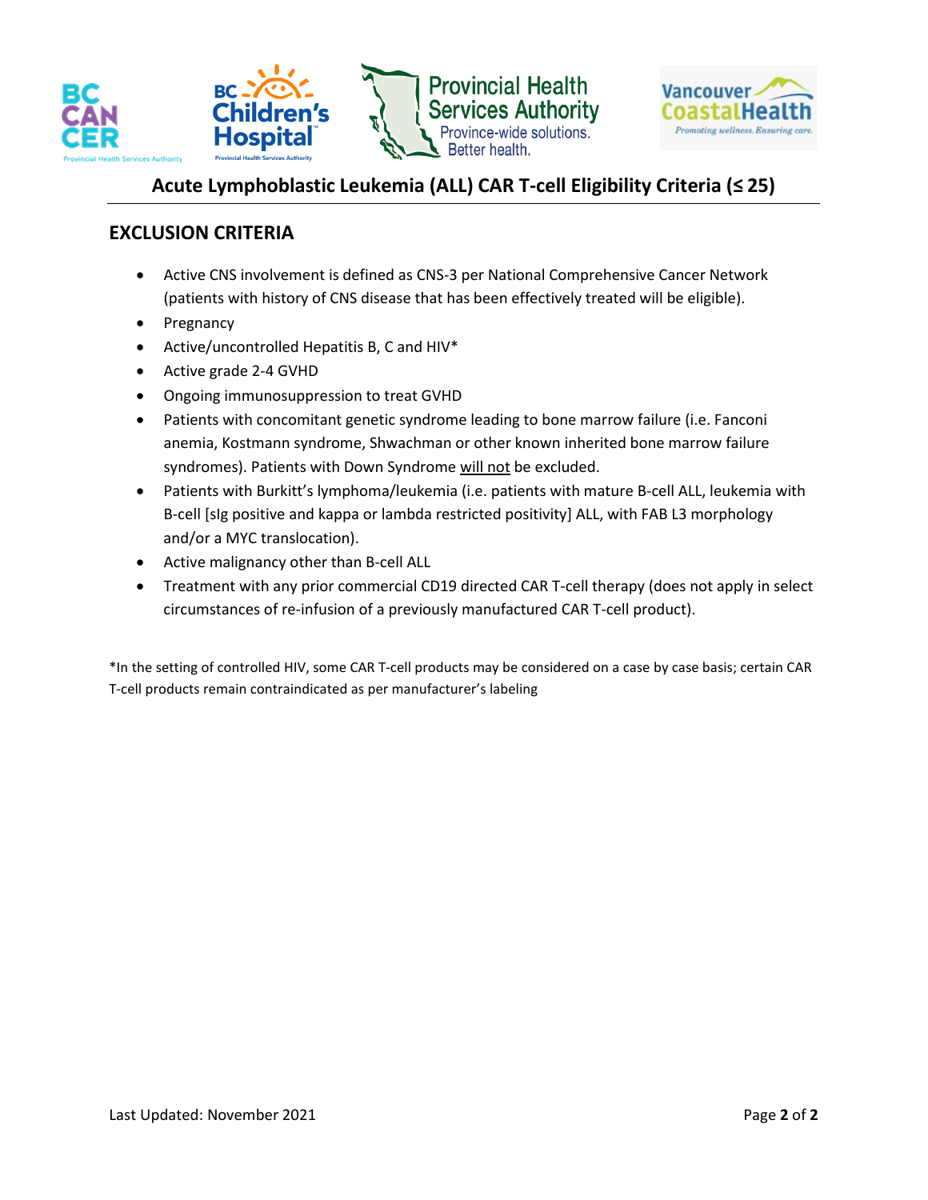# Acute Lymphoblastic Leukemia (ALL) CAR T-cell Eligibility Criteria (≤ 25)

## EXCLUSION CRITERIA

- Active CNS involvement is defined as CNS-3 per National Comprehensive Cancer Network (patients with history of CNS disease that has been effectively treated will be eligible).
- Pregnancy
- Active/uncontrolled Hepatitis B, C and HIV*
- Active grade 2-4 GVHD
- Ongoing immunosuppression to treat GVHD
- Patients with concomitant genetic syndrome leading to bone marrow failure (i.e. Fanconi anemia, Kostmann syndrome, Shwachman or other known inherited bone marrow failure syndromes). Patients with Down Syndrome <u>will not</u> be excluded.
- Patients with Burkitt's lymphoma/leukemia (i.e. patients with mature B-cell ALL, leukemia with B-cell [sIg positive and kappa or lambda restricted positivity] ALL, with FAB L3 morphology and/or a MYC translocation).
- Active malignancy other than B-cell ALL
- Treatment with any prior commercial CD19 directed CAR T-cell therapy (does not apply in select circumstances of re-infusion of a previously manufactured CAR T-cell product).

*In the setting of controlled HIV, some CAR T-cell products may be considered on a case by case basis; certain CAR T-cell products remain contraindicated as per manufacturer's labeling

Last Updated: November 2021